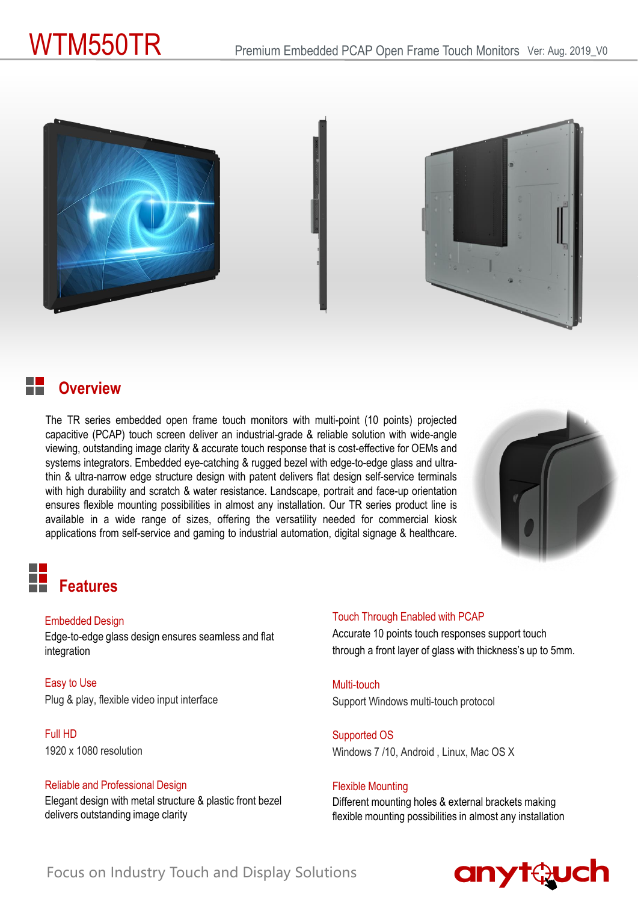# WTM550TR

Premium Embedded PCAP Open Frame Touch Monitors Ver: Aug. 2019_V0

## Overview

The TR series embedded open frame touch monitors with multi-point (10 points) projected capacitive (PCAP) touch screen deliver an industrial-grade & reliable solution with wide-angle viewing, outstanding image clarity & accurate touch response that is cost-effective for OEMs and systems integrators. Embedded eye-catching & rugged bezel with edge-to-edge glass and ultra-thin & ultra-narrow edge structure design with patent delivers flat design self-service terminals with high durability and scratch & water resistance. Landscape, portrait and face-up orientation ensures flexible mounting possibilities in almost any installation. Our TR series product line is available in a wide range of sizes, offering the versatility needed for commercial kiosk applications from self-service and gaming to industrial automation, digital signage & healthcare.

## Features

### Embedded Design
Edge-to-edge glass design ensures seamless and flat integration

### Easy to Use
Plug & play, flexible video input interface

### Full HD
1920 x 1080 resolution

### Reliable and Professional Design
Elegant design with metal structure & plastic front bezel delivers outstanding image clarity

### Touch Through Enabled with PCAP
Accurate 10 points touch responses support touch through a front layer of glass with thickness's up to 5mm.

### Multi-touch
Support Windows multi-touch protocol

### Supported OS
Windows 7 /10, Android , Linux, Mac OS X

### Flexible Mounting
Different mounting holes & external brackets making flexible mounting possibilities in almost any installation

Focus on Industry Touch and Display Solutions

anytouch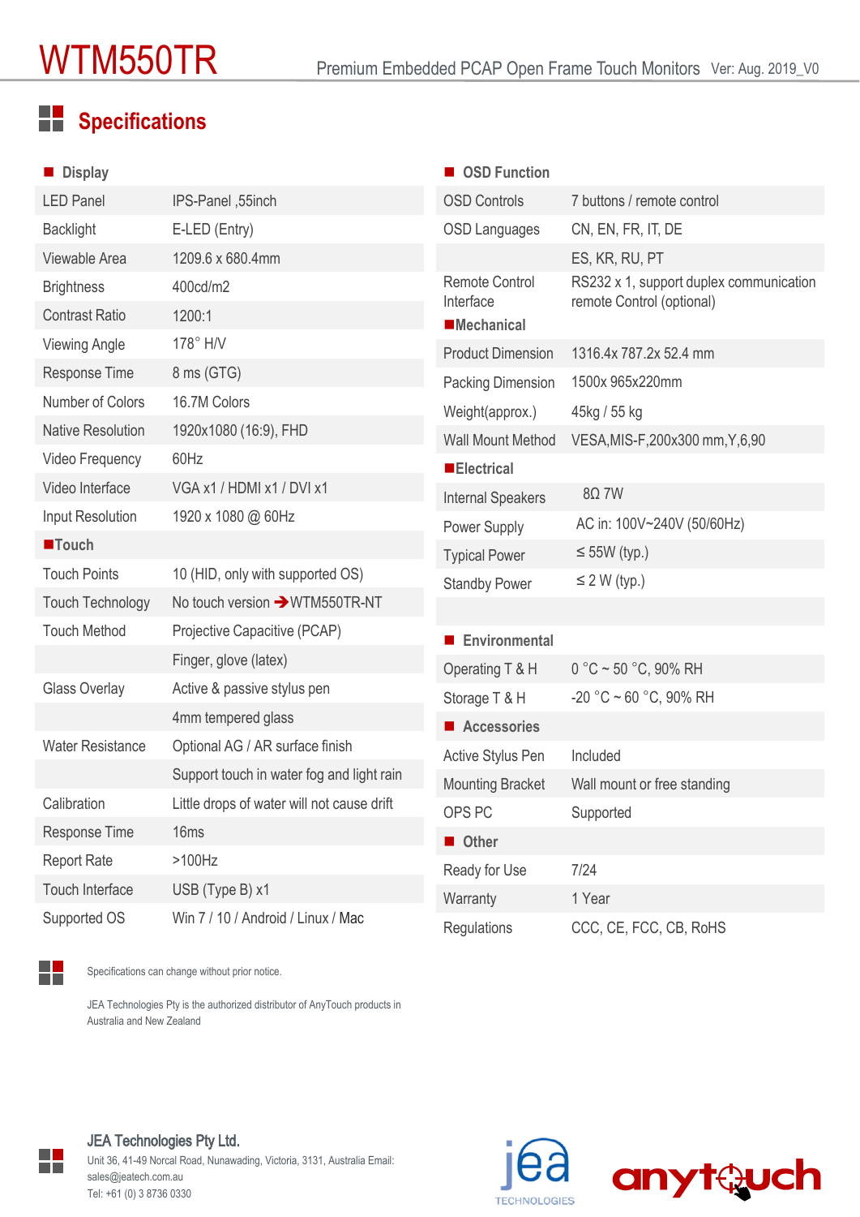# WTM550TR

Premium Embedded PCAP Open Frame Touch Monitors Ver: Aug. 2019_V0

## Specifications

### Display

| | |
|---|---|
| LED Panel | IPS-Panel ,55inch |
| Backlight | E-LED (Entry) |
| Viewable Area | 1209.6 x 680.4mm |
| Brightness | 400cd/m2 |
| Contrast Ratio | 1200:1 |
| Viewing Angle | 178° H/V |
| Response Time | 8 ms (GTG) |
| Number of Colors | 16.7M Colors |
| Native Resolution | 1920x1080 (16:9), FHD |
| Video Frequency | 60Hz |
| Video Interface | VGA x1 / HDMI x1 / DVI x1 |
| Input Resolution | 1920 x 1080 @ 60Hz |

### Touch

| | |
|---|---|
| Touch Points | 10 (HID, only with supported OS) |
| Touch Technology | No touch version ➔WTM550TR-NT |
| Touch Method | Projective Capacitive (PCAP) |
| | Finger, glove (latex) |
| Glass Overlay | Active & passive stylus pen |
| | 4mm tempered glass |
| Water Resistance | Optional AG / AR surface finish |
| | Support touch in water fog and light rain |
| Calibration | Little drops of water will not cause drift |
| Response Time | 16ms |
| Report Rate | >100Hz |
| Touch Interface | USB (Type B) x1 |
| Supported OS | Win 7 / 10 / Android / Linux / Mac |

### OSD Function

| | |
|---|---|
| OSD Controls | 7 buttons / remote control |
| OSD Languages | CN, EN, FR, IT, DE |
| | ES, KR, RU, PT |
| Remote Control Interface | RS232 x 1, support duplex communication remote Control (optional) |

### Mechanical

| | |
|---|---|
| Product Dimension | 1316.4x 787.2x 52.4 mm |
| Packing Dimension | 1500x 965x220mm |
| Weight(approx.) | 45kg / 55 kg |
| Wall Mount Method | VESA,MIS-F,200x300 mm,Y,6,90 |

### Electrical

| | |
|---|---|
| Internal Speakers | 8Ω 7W |
| Power Supply | AC in: 100V~240V (50/60Hz) |
| Typical Power | ≤ 55W (typ.) |
| Standby Power | ≤ 2 W (typ.) |

### Environmental

| | |
|---|---|
| Operating T & H | 0 °C ~ 50 °C, 90% RH |
| Storage T & H | -20 °C ~ 60 °C, 90% RH |

### Accessories

| | |
|---|---|
| Active Stylus Pen | Included |
| Mounting Bracket | Wall mount or free standing |
| OPS PC | Supported |

### Other

| | |
|---|---|
| Ready for Use | 7/24 |
| Warranty | 1 Year |
| Regulations | CCC, CE, FCC, CB, RoHS |

Specifications can change without prior notice.

JEA Technologies Pty is the authorized distributor of AnyTouch products in Australia and New Zealand

**JEA Technologies Pty Ltd.**

Unit 36, 41-49 Norcal Road, Nunawading, Victoria, 3131, Australia Email: sales@jeatech.com.au

Tel: +61 (0) 3 8736 0330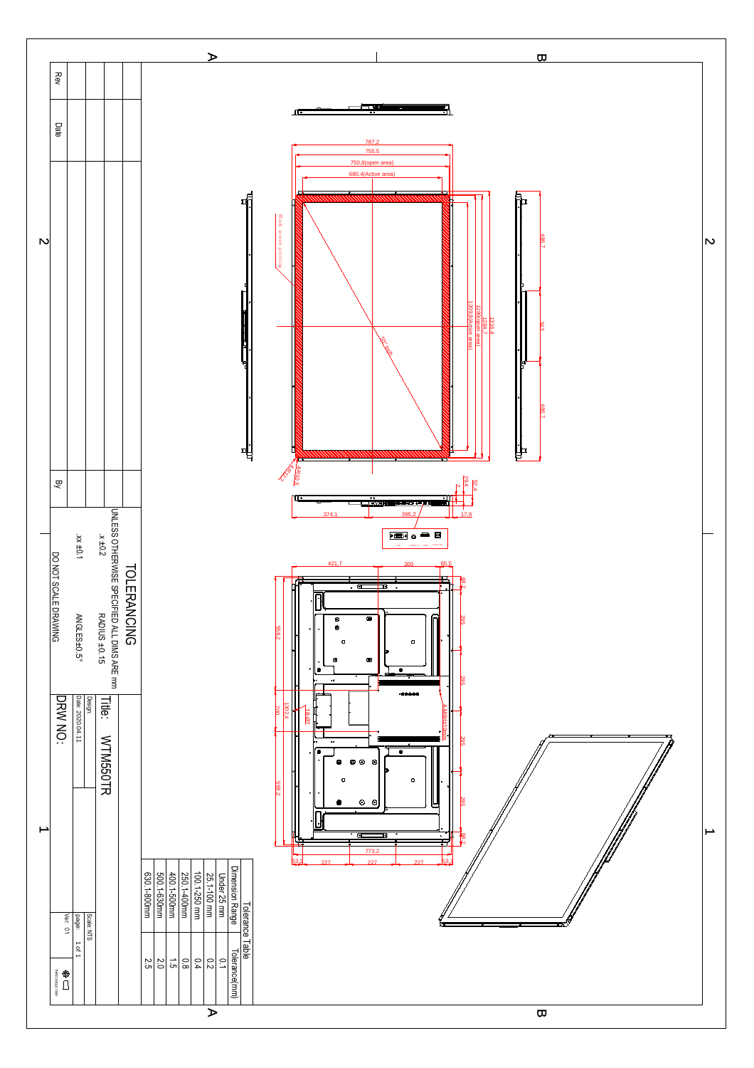# TOLERANCING

UNLESS OTHERWISE SPECIFIED ALL DIMS ARE mm

.x ±0.2 RADIUS ±0.15

.xx ±0.1 ANGLES±0.5°

DO NOT SCALE DRAWING

Title: WTM550TR

Design:

Date: 2020.04.11

DRW NO:

Scale NTS

page: 1 of 1

Ver. 01

| Rev | Date | By |
|---|---|---|
| | | |

**Tolerance Table**

| Dimension Range | Tolerance(mm) |
|---|---|
| Under 25 mm | 0.1 |
| 25.1-100 mm | 0.2 |
| 100.1-250 mm | 0.4 |
| 250.1-400mm | 0.8 |
| 400.1-500mm | 1.5 |
| 500.1-630mm | 2.0 |
| 630.1-800mm | 2.5 |

787,2
755,5
750,8(open area)
680,4(Active area)
1316,4
1284,7
1280(open area)
1209,8(Active area)
Black screen printing
55" diag
486,7
343
486,7
4-R10,5
2,6
29,4
52,4
2
374,1
395,2
17,9
421,7
300
65,5
558,2
1302,4
200
558,2
18,07
68,2
295
295
295
295
68,2
4-M6(H10mm)
773,2
53,5
227
227
227
53,5

A B 1 2